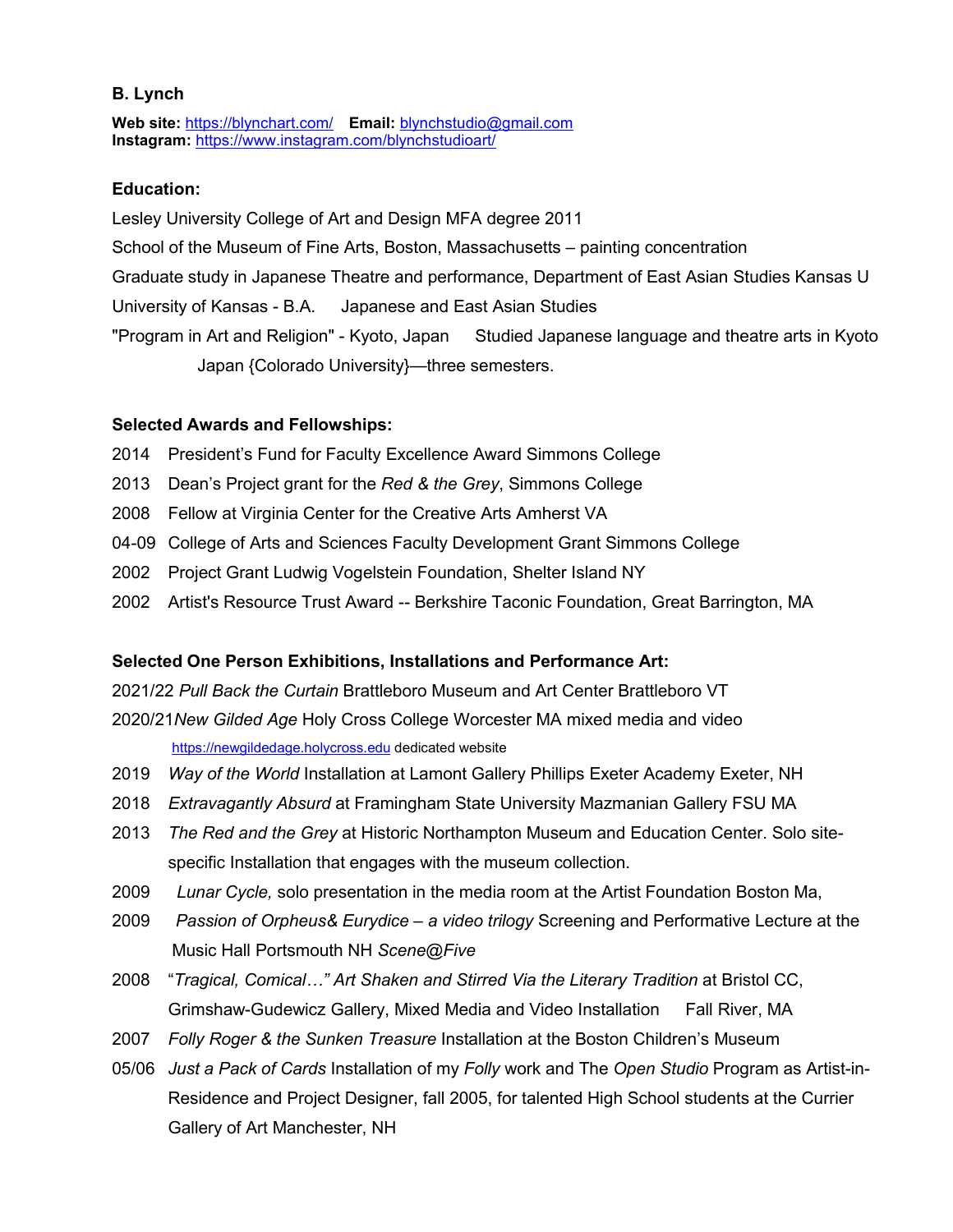**B. Lynch**

**Web site:** https://blynchart.com/ **Email:** blynchstudio@gmail.com
**Instagram:** https://www.instagram.com/blynchstudioart/

**Education:**

Lesley University College of Art and Design MFA degree 2011

School of the Museum of Fine Arts, Boston, Massachusetts – painting concentration

Graduate study in Japanese Theatre and performance, Department of East Asian Studies Kansas U

University of Kansas - B.A. Japanese and East Asian Studies

"Program in Art and Religion" - Kyoto, Japan Studied Japanese language and theatre arts in Kyoto Japan {Colorado University}—three semesters.

**Selected Awards and Fellowships:**

2014 President's Fund for Faculty Excellence Award Simmons College

2013 Dean's Project grant for the *Red & the Grey*, Simmons College

2008 Fellow at Virginia Center for the Creative Arts Amherst VA

04-09 College of Arts and Sciences Faculty Development Grant Simmons College

2002 Project Grant Ludwig Vogelstein Foundation, Shelter Island NY

2002 Artist's Resource Trust Award -- Berkshire Taconic Foundation, Great Barrington, MA

**Selected One Person Exhibitions, Installations and Performance Art:**

2021/22 *Pull Back the Curtain* Brattleboro Museum and Art Center Brattleboro VT

2020/21 *New Gilded Age* Holy Cross College Worcester MA mixed media and video
https://newgildedage.holycross.edu dedicated website

2019 *Way of the World* Installation at Lamont Gallery Phillips Exeter Academy Exeter, NH

2018 *Extravagantly Absurd* at Framingham State University Mazmanian Gallery FSU MA

2013 *The Red and the Grey* at Historic Northampton Museum and Education Center. Solo site-specific Installation that engages with the museum collection.

2009 *Lunar Cycle,* solo presentation in the media room at the Artist Foundation Boston Ma,

2009 *Passion of Orpheus& Eurydice – a video trilogy* Screening and Performative Lecture at the Music Hall Portsmouth NH *Scene@Five*

2008 "*Tragical, Comical…" Art Shaken and Stirred Via the Literary Tradition* at Bristol CC, Grimshaw-Gudewicz Gallery, Mixed Media and Video Installation Fall River, MA

2007 *Folly Roger & the Sunken Treasure* Installation at the Boston Children's Museum

05/06 *Just a Pack of Cards* Installation of my *Folly* work and The *Open Studio* Program as Artist-in-Residence and Project Designer, fall 2005, for talented High School students at the Currier Gallery of Art Manchester, NH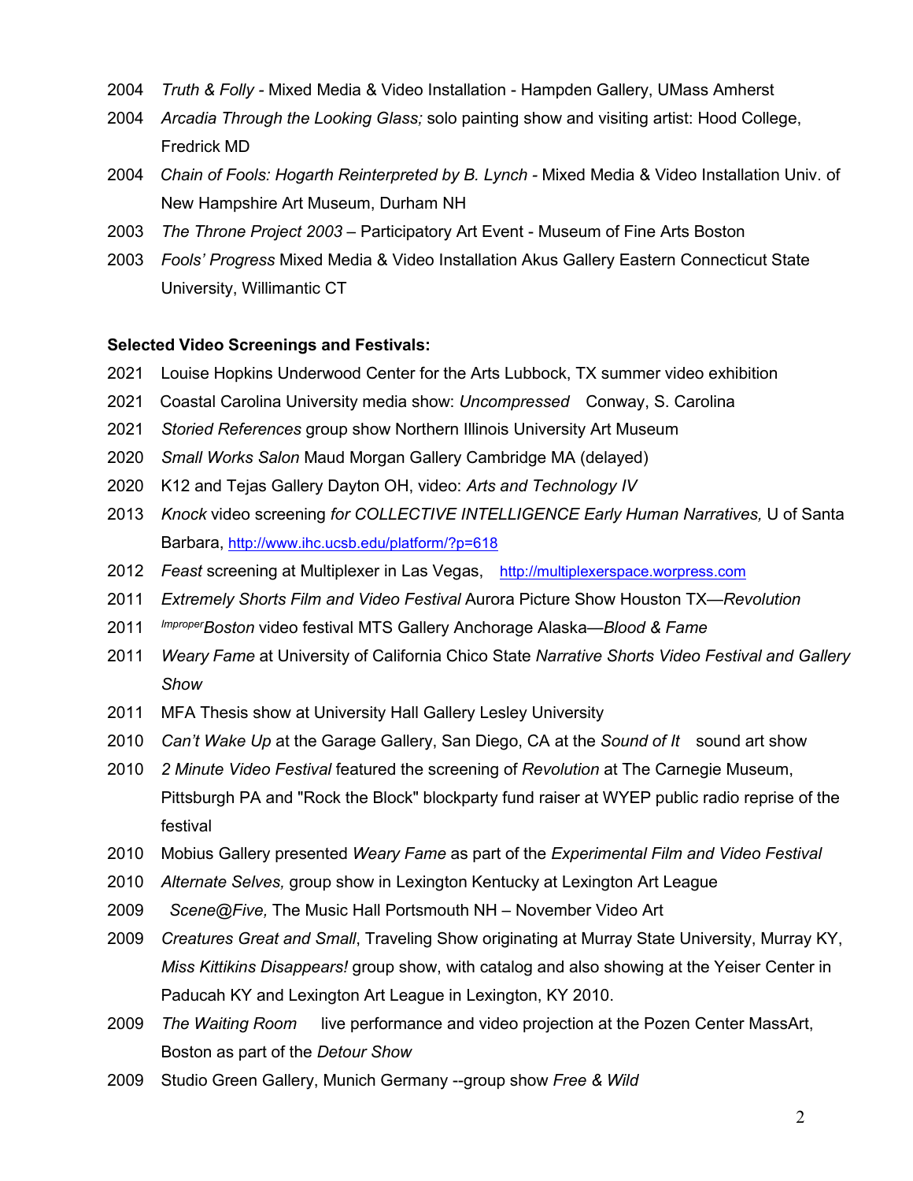2004 *Truth & Folly* - Mixed Media & Video Installation - Hampden Gallery, UMass Amherst

2004 *Arcadia Through the Looking Glass;* solo painting show and visiting artist: Hood College, Fredrick MD

2004 *Chain of Fools: Hogarth Reinterpreted by B. Lynch* - Mixed Media & Video Installation Univ. of New Hampshire Art Museum, Durham NH

2003 *The Throne Project 2003* – Participatory Art Event - Museum of Fine Arts Boston

2003 *Fools' Progress* Mixed Media & Video Installation Akus Gallery Eastern Connecticut State University, Willimantic CT

**Selected Video Screenings and Festivals:**

2021 Louise Hopkins Underwood Center for the Arts Lubbock, TX summer video exhibition

2021 Coastal Carolina University media show: *Uncompressed* Conway, S. Carolina

2021 *Storied References* group show Northern Illinois University Art Museum

2020 *Small Works Salon* Maud Morgan Gallery Cambridge MA (delayed)

2020 K12 and Tejas Gallery Dayton OH, video: *Arts and Technology IV*

2013 *Knock* video screening *for COLLECTIVE INTELLIGENCE Early Human Narratives,* U of Santa Barbara, http://www.ihc.ucsb.edu/platform/?p=618

2012 *Feast* screening at Multiplexer in Las Vegas, http://multiplexerspace.worpress.com

2011 *Extremely Shorts Film and Video Festival* Aurora Picture Show Houston TX—*Revolution*

2011 *ImproperBoston* video festival MTS Gallery Anchorage Alaska—*Blood & Fame*

2011 *Weary Fame* at University of California Chico State *Narrative Shorts Video Festival and Gallery Show*

2011 MFA Thesis show at University Hall Gallery Lesley University

2010 *Can't Wake Up* at the Garage Gallery, San Diego, CA at the *Sound of It* sound art show

2010 *2 Minute Video Festival* featured the screening of *Revolution* at The Carnegie Museum, Pittsburgh PA and "Rock the Block" blockparty fund raiser at WYEP public radio reprise of the festival

2010 Mobius Gallery presented *Weary Fame* as part of the *Experimental Film and Video Festival*

2010 *Alternate Selves,* group show in Lexington Kentucky at Lexington Art League

2009 *Scene@Five,* The Music Hall Portsmouth NH – November Video Art

2009 *Creatures Great and Small*, Traveling Show originating at Murray State University, Murray KY, *Miss Kittikins Disappears!* group show, with catalog and also showing at the Yeiser Center in Paducah KY and Lexington Art League in Lexington, KY 2010.

2009 *The Waiting Room* live performance and video projection at the Pozen Center MassArt, Boston as part of the *Detour Show*

2009 Studio Green Gallery, Munich Germany --group show *Free & Wild*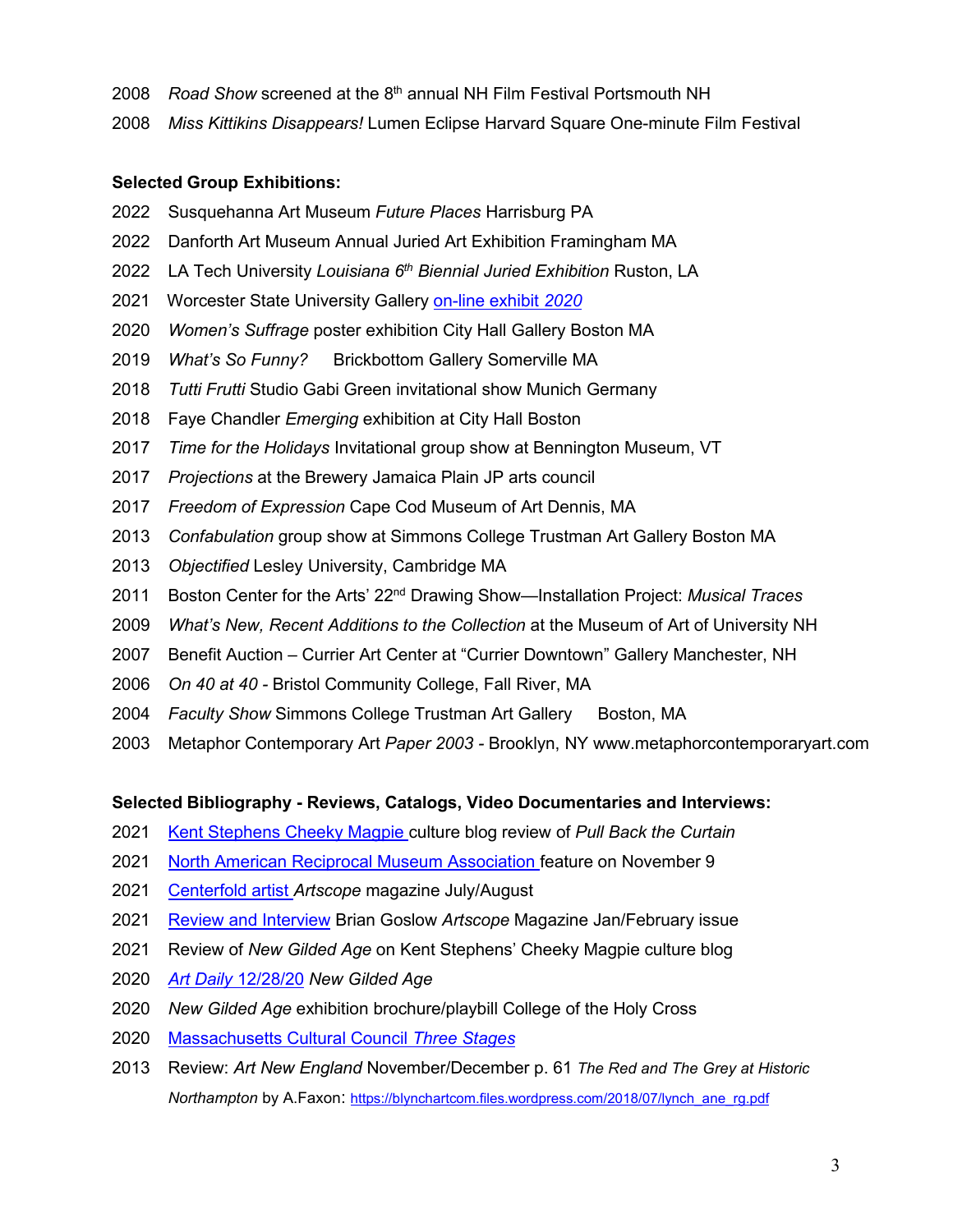2008 *Road Show* screened at the 8th annual NH Film Festival Portsmouth NH

2008 *Miss Kittikins Disappears!* Lumen Eclipse Harvard Square One-minute Film Festival

**Selected Group Exhibitions:**

2022 Susquehanna Art Museum *Future Places* Harrisburg PA

2022 Danforth Art Museum Annual Juried Art Exhibition Framingham MA

2022 LA Tech University *Louisiana 6th Biennial Juried Exhibition* Ruston, LA

2021 Worcester State University Gallery on-line exhibit *2020*

2020 *Women's Suffrage* poster exhibition City Hall Gallery Boston MA

2019 *What's So Funny?* Brickbottom Gallery Somerville MA

2018 *Tutti Frutti* Studio Gabi Green invitational show Munich Germany

2018 Faye Chandler *Emerging* exhibition at City Hall Boston

2017 *Time for the Holidays* Invitational group show at Bennington Museum, VT

2017 *Projections* at the Brewery Jamaica Plain JP arts council

2017 *Freedom of Expression* Cape Cod Museum of Art Dennis, MA

2013 *Confabulation* group show at Simmons College Trustman Art Gallery Boston MA

2013 *Objectified* Lesley University, Cambridge MA

2011 Boston Center for the Arts' 22nd Drawing Show—Installation Project: *Musical Traces*

2009 *What's New, Recent Additions to the Collection* at the Museum of Art of University NH

2007 Benefit Auction – Currier Art Center at "Currier Downtown" Gallery Manchester, NH

2006 *On 40 at 40* - Bristol Community College, Fall River, MA

2004 *Faculty Show* Simmons College Trustman Art Gallery Boston, MA

2003 Metaphor Contemporary Art *Paper 2003* - Brooklyn, NY www.metaphorcontemporaryart.com

**Selected Bibliography - Reviews, Catalogs, Video Documentaries and Interviews:**

2021 Kent Stephens Cheeky Magpie culture blog review of *Pull Back the Curtain*

2021 North American Reciprocal Museum Association feature on November 9

2021 Centerfold artist *Artscope* magazine July/August

2021 Review and Interview Brian Goslow *Artscope* Magazine Jan/February issue

2021 Review of *New Gilded Age* on Kent Stephens' Cheeky Magpie culture blog

2020 *Art Daily* 12/28/20 *New Gilded Age*

2020 *New Gilded Age* exhibition brochure/playbill College of the Holy Cross

2020 Massachusetts Cultural Council *Three Stages*

2013 Review: *Art New England* November/December p. 61 *The Red and The Grey at Historic Northampton* by A.Faxon: https://blynchartcom.files.wordpress.com/2018/07/lynch_ane_rg.pdf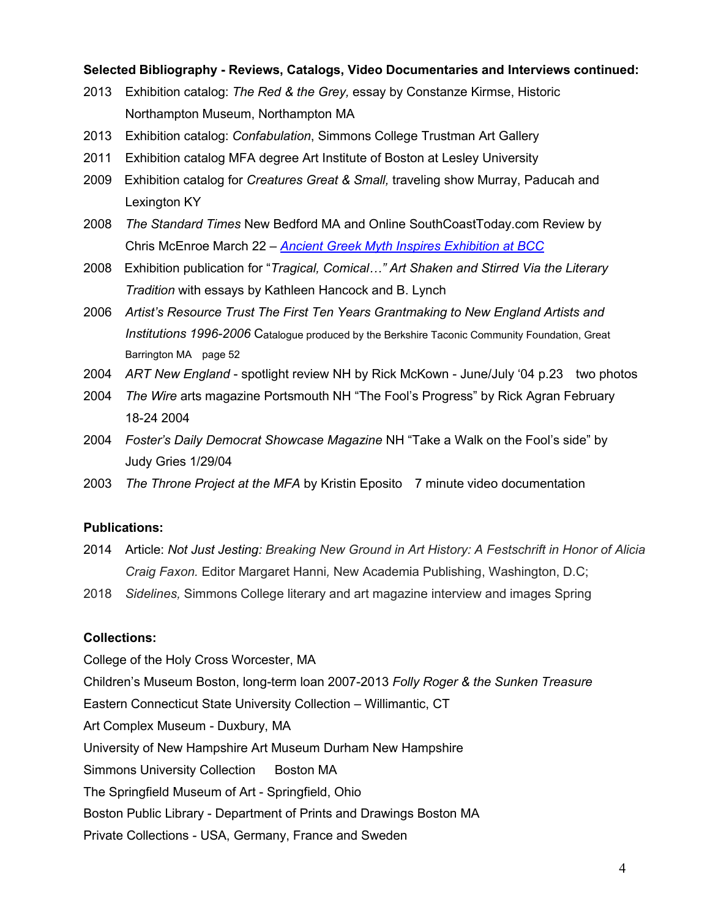**Selected Bibliography - Reviews, Catalogs, Video Documentaries and Interviews continued:**

2013 Exhibition catalog: *The Red & the Grey,* essay by Constanze Kirmse, Historic Northampton Museum, Northampton MA

2013 Exhibition catalog: *Confabulation*, Simmons College Trustman Art Gallery

2011 Exhibition catalog MFA degree Art Institute of Boston at Lesley University

2009 Exhibition catalog for *Creatures Great & Small,* traveling show Murray, Paducah and Lexington KY

2008 *The Standard Times* New Bedford MA and Online SouthCoastToday.com Review by Chris McEnroe March 22 – *Ancient Greek Myth Inspires Exhibition at BCC*

2008 Exhibition publication for "*Tragical, Comical…" Art Shaken and Stirred Via the Literary Tradition* with essays by Kathleen Hancock and B. Lynch

2006 *Artist's Resource Trust The First Ten Years Grantmaking to New England Artists and Institutions 1996-2006* Catalogue produced by the Berkshire Taconic Community Foundation, Great Barrington MA page 52

2004 *ART New England* - spotlight review NH by Rick McKown - June/July '04 p.23 two photos

2004 *The Wire* arts magazine Portsmouth NH "The Fool's Progress" by Rick Agran February 18-24 2004

2004 *Foster's Daily Democrat Showcase Magazine* NH "Take a Walk on the Fool's side" by Judy Gries 1/29/04

2003 *The Throne Project at the MFA* by Kristin Eposito 7 minute video documentation

**Publications:**

2014 Article: *Not Just Jesting: Breaking New Ground in Art History: A Festschrift in Honor of Alicia Craig Faxon.* Editor Margaret Hanni*,* New Academia Publishing, Washington, D.C;

2018 *Sidelines,* Simmons College literary and art magazine interview and images Spring

**Collections:**

College of the Holy Cross Worcester, MA

Children's Museum Boston, long-term loan 2007-2013 *Folly Roger & the Sunken Treasure*

Eastern Connecticut State University Collection – Willimantic, CT

Art Complex Museum - Duxbury, MA

University of New Hampshire Art Museum Durham New Hampshire

Simmons University Collection Boston MA

The Springfield Museum of Art - Springfield, Ohio

Boston Public Library - Department of Prints and Drawings Boston MA

Private Collections - USA, Germany, France and Sweden